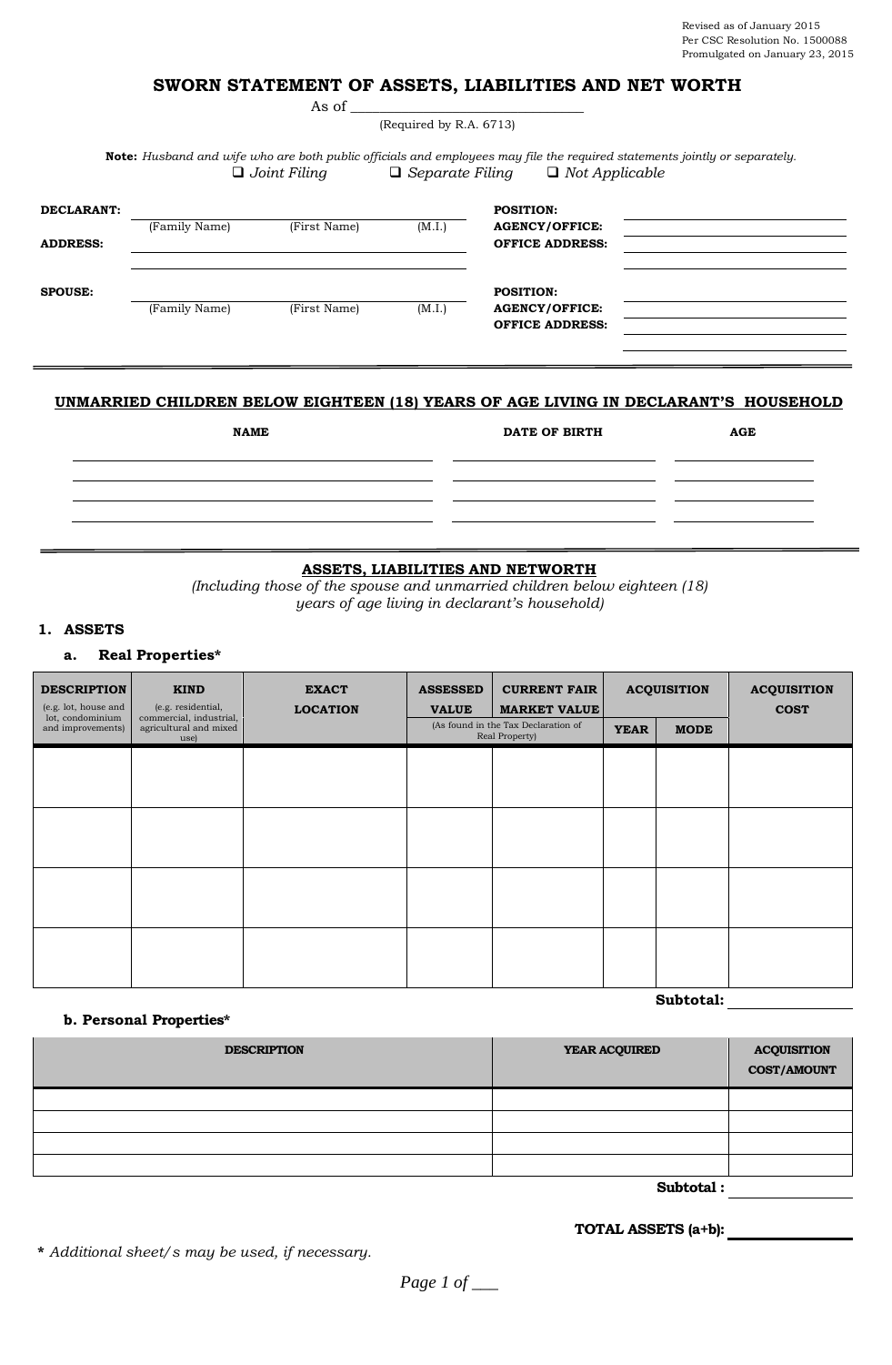Revised as of January 2015
Per CSC Resolution No. 1500088
Promulgated on January 23, 2015

# SWORN STATEMENT OF ASSETS, LIABILITIES AND NET WORTH

As of ______________________________

(Required by R.A. 6713)

**Note:** *Husband and wife who are both public officials and employees may file the required statements jointly or separately.*

❑ *Joint Filing* ❑ *Separate Filing* ❑ *Not Applicable*

**DECLARANT:** ______________________________
(Family Name) (First Name) (M.I.)

**POSITION:** ______________________________

**AGENCY/OFFICE:** ______________________________

**ADDRESS:** ______________________________

______________________________

**OFFICE ADDRESS:** ______________________________

______________________________

**SPOUSE:** ______________________________
(Family Name) (First Name) (M.I.)

**POSITION:** ______________________________

**AGENCY/OFFICE:** ______________________________

**OFFICE ADDRESS:** ______________________________

______________________________

## UNMARRIED CHILDREN BELOW EIGHTEEN (18) YEARS OF AGE LIVING IN DECLARANT'S HOUSEHOLD

| NAME | DATE OF BIRTH | AGE |
|---|---|---|
| | | |
| | | |
| | | |
| | | |

## ASSETS, LIABILITIES AND NETWORTH

*(Including those of the spouse and unmarried children below eighteen (18) years of age living in declarant's household)*

### 1. ASSETS

#### a. Real Properties*

| DESCRIPTION (e.g. lot, house and lot, condominium and improvements) | KIND (e.g. residential, commercial, industrial, agricultural and mixed use) | EXACT LOCATION | ASSESSED VALUE | CURRENT FAIR MARKET VALUE | ACQUISITION | | ACQUISITION COST |
|---|---|---|---|---|---|---|---|
| | | | (As found in the Tax Declaration of Real Property) | | YEAR | MODE | |
| | | | | | | | |
| | | | | | | | |
| | | | | | | | |
| | | | | | | | |

**Subtotal:** ______________

#### b. Personal Properties*

| DESCRIPTION | YEAR ACQUIRED | ACQUISITION COST/AMOUNT |
|---|---|---|
| | | |
| | | |
| | | |
| | | |

**Subtotal :** ______________

**TOTAL ASSETS (a+b):** ______________

**\*** *Additional sheet/s may be used, if necessary.*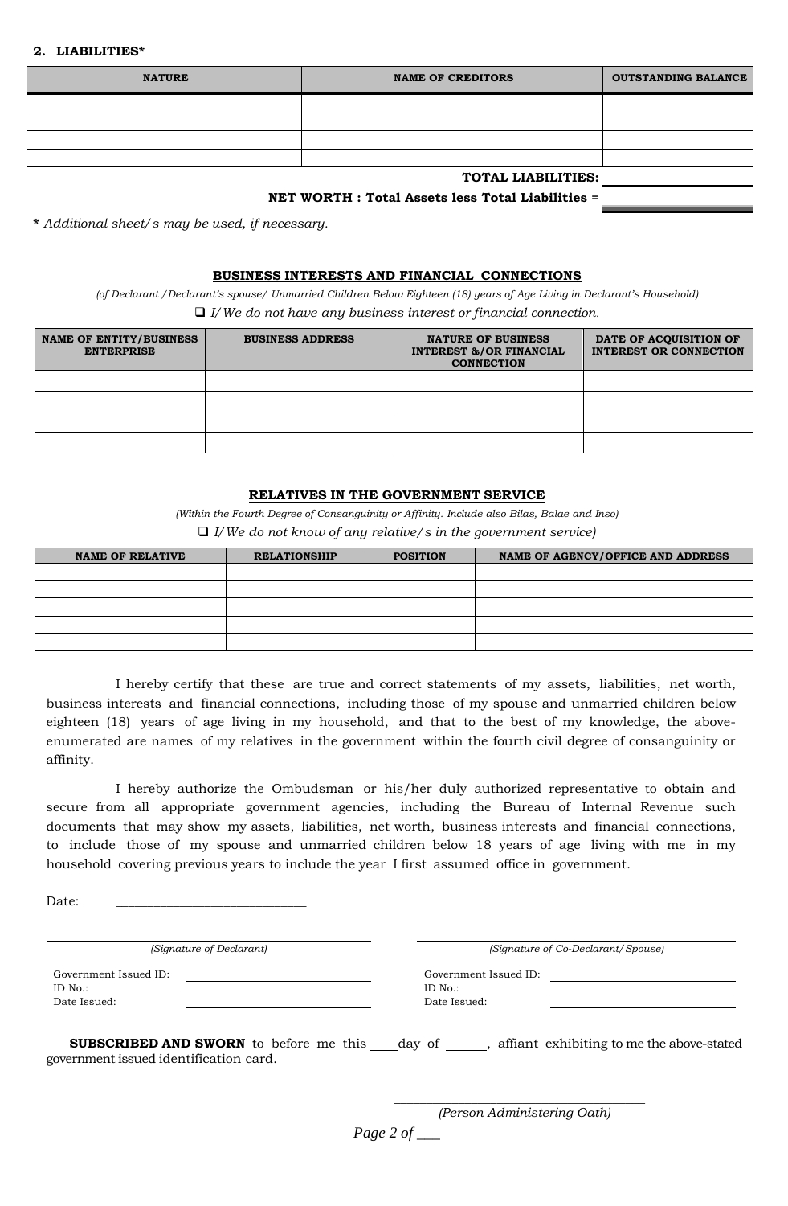**2. LIABILITIES***

| NATURE | NAME OF CREDITORS | OUTSTANDING BALANCE |
|---|---|---|
| | | |
| | | |
| | | |
| | | |

**TOTAL LIABILITIES:** ____________

**NET WORTH : Total Assets less Total Liabilities =** ____________

**\*** *Additional sheet/s may be used, if necessary.*

## BUSINESS INTERESTS AND FINANCIAL CONNECTIONS

*(of Declarant /Declarant's spouse/ Unmarried Children Below Eighteen (18) years of Age Living in Declarant's Household)*

❑ *I/We do not have any business interest or financial connection.*

| NAME OF ENTITY/BUSINESS ENTERPRISE | BUSINESS ADDRESS | NATURE OF BUSINESS INTEREST &/OR FINANCIAL CONNECTION | DATE OF ACQUISITION OF INTEREST OR CONNECTION |
|---|---|---|---|
| | | | |
| | | | |
| | | | |
| | | | |

## RELATIVES IN THE GOVERNMENT SERVICE

*(Within the Fourth Degree of Consanguinity or Affinity. Include also Bilas, Balae and Inso)*

❑ *I/We do not know of any relative/s in the government service)*

| NAME OF RELATIVE | RELATIONSHIP | POSITION | NAME OF AGENCY/OFFICE AND ADDRESS |
|---|---|---|---|
| | | | |
| | | | |
| | | | |
| | | | |
| | | | |

I hereby certify that these are true and correct statements of my assets, liabilities, net worth, business interests and financial connections, including those of my spouse and unmarried children below eighteen (18) years of age living in my household, and that to the best of my knowledge, the above-enumerated are names of my relatives in the government within the fourth civil degree of consanguinity or affinity.

I hereby authorize the Ombudsman or his/her duly authorized representative to obtain and secure from all appropriate government agencies, including the Bureau of Internal Revenue such documents that may show my assets, liabilities, net worth, business interests and financial connections, to include those of my spouse and unmarried children below 18 years of age living with me in my household covering previous years to include the year I first assumed office in government.

Date: ____________________________

| | |
|---|---|
| ____________________________ | ____________________________ |
| *(Signature of Declarant)* | *(Signature of Co-Declarant/Spouse)* |
| Government Issued ID: ____________ | Government Issued ID: ____________ |
| ID No.: ____________ | ID No.: ____________ |
| Date Issued: ____________ | Date Issued: ____________ |

**SUBSCRIBED AND SWORN** to before me this ____day of ______, affiant exhibiting to me the above-stated government issued identification card.

____________________________

*(Person Administering Oath)*